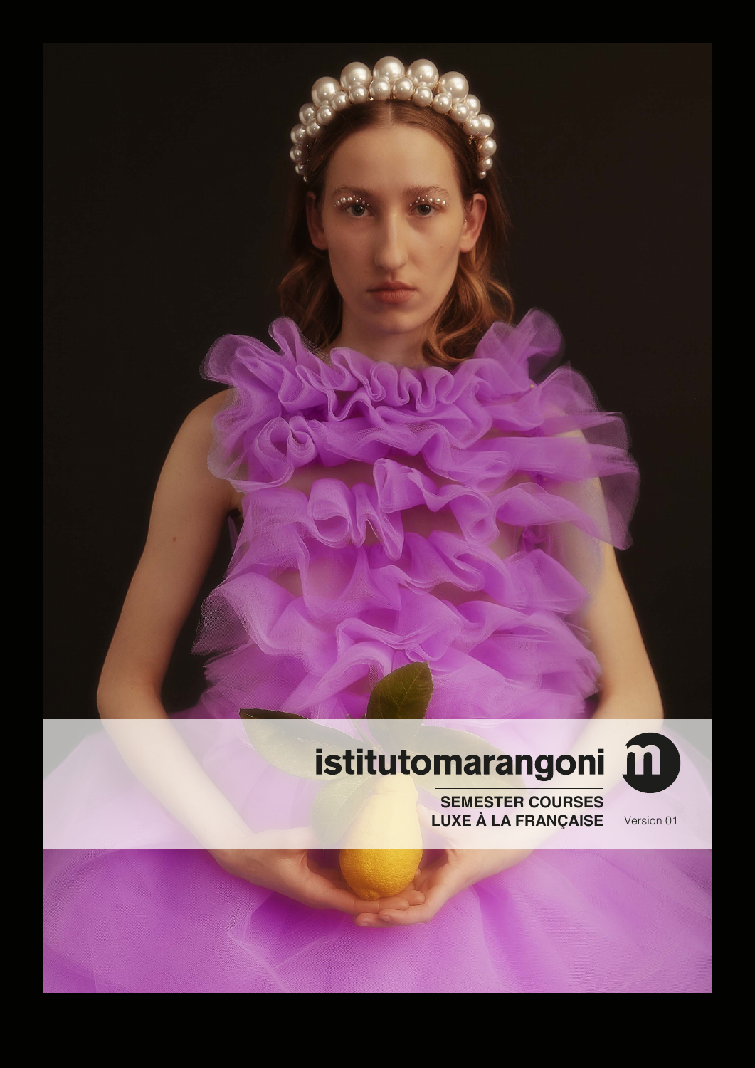# istitutomarangoni

## SEMESTER COURSES
## LUXE À LA FRANÇAISE

Version 01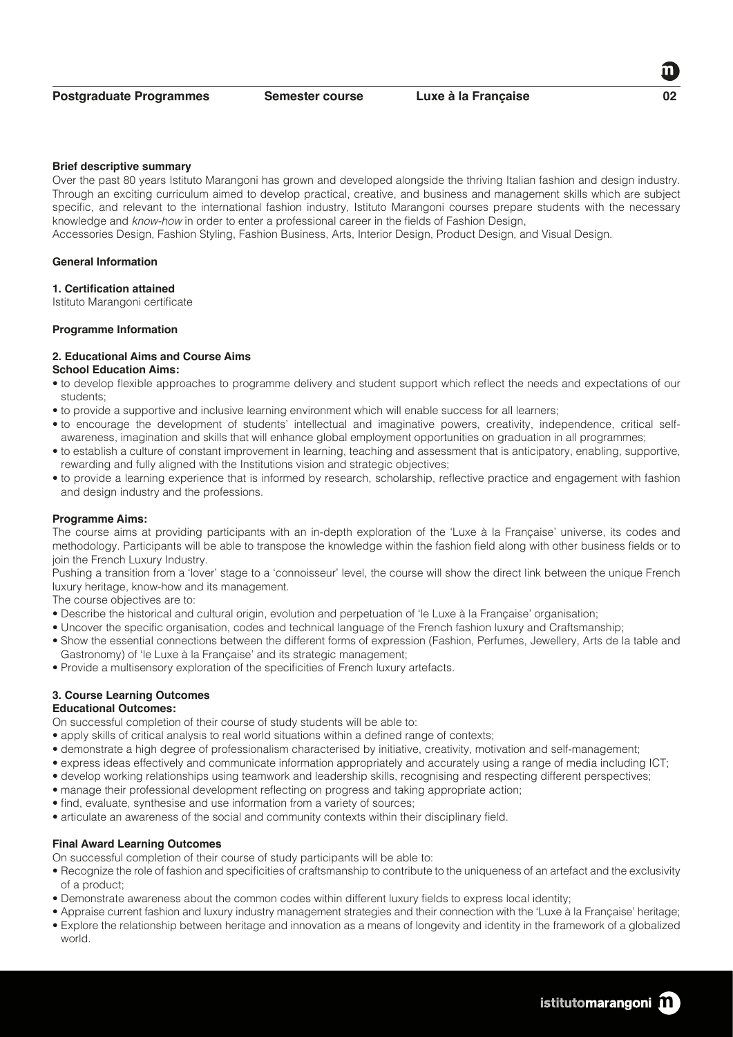**Brief descriptive summary**

Over the past 80 years Istituto Marangoni has grown and developed alongside the thriving Italian fashion and design industry. Through an exciting curriculum aimed to develop practical, creative, and business and management skills which are subject specific, and relevant to the international fashion industry, Istituto Marangoni courses prepare students with the necessary knowledge and *know-how* in order to enter a professional career in the fields of Fashion Design,
Accessories Design, Fashion Styling, Fashion Business, Arts, Interior Design, Product Design, and Visual Design.

**General Information**

**1. Certification attained**

Istituto Marangoni certificate

**Programme Information**

**2. Educational Aims and Course Aims**

**School Education Aims:**

- to develop flexible approaches to programme delivery and student support which reflect the needs and expectations of our students;
- to provide a supportive and inclusive learning environment which will enable success for all learners;
- to encourage the development of students' intellectual and imaginative powers, creativity, independence, critical self-awareness, imagination and skills that will enhance global employment opportunities on graduation in all programmes;
- to establish a culture of constant improvement in learning, teaching and assessment that is anticipatory, enabling, supportive, rewarding and fully aligned with the Institutions vision and strategic objectives;
- to provide a learning experience that is informed by research, scholarship, reflective practice and engagement with fashion and design industry and the professions.

**Programme Aims:**

The course aims at providing participants with an in-depth exploration of the 'Luxe à la Française' universe, its codes and methodology. Participants will be able to transpose the knowledge within the fashion field along with other business fields or to join the French Luxury Industry.

Pushing a transition from a 'lover' stage to a 'connoisseur' level, the course will show the direct link between the unique French luxury heritage, know-how and its management.

The course objectives are to:

- Describe the historical and cultural origin, evolution and perpetuation of 'le Luxe à la Française' organisation;
- Uncover the specific organisation, codes and technical language of the French fashion luxury and Craftsmanship;
- Show the essential connections between the different forms of expression (Fashion, Perfumes, Jewellery, Arts de la table and Gastronomy) of 'le Luxe à la Française' and its strategic management;
- Provide a multisensory exploration of the specificities of French luxury artefacts.

**3. Course Learning Outcomes**

**Educational Outcomes:**

On successful completion of their course of study students will be able to:

- apply skills of critical analysis to real world situations within a defined range of contexts;
- demonstrate a high degree of professionalism characterised by initiative, creativity, motivation and self-management;
- express ideas effectively and communicate information appropriately and accurately using a range of media including ICT;
- develop working relationships using teamwork and leadership skills, recognising and respecting different perspectives;
- manage their professional development reflecting on progress and taking appropriate action;
- find, evaluate, synthesise and use information from a variety of sources;
- articulate an awareness of the social and community contexts within their disciplinary field.

**Final Award Learning Outcomes**

On successful completion of their course of study participants will be able to:

- Recognize the role of fashion and specificities of craftsmanship to contribute to the uniqueness of an artefact and the exclusivity of a product;
- Demonstrate awareness about the common codes within different luxury fields to express local identity;
- Appraise current fashion and luxury industry management strategies and their connection with the 'Luxe à la Française' heritage;
- Explore the relationship between heritage and innovation as a means of longevity and identity in the framework of a globalized world.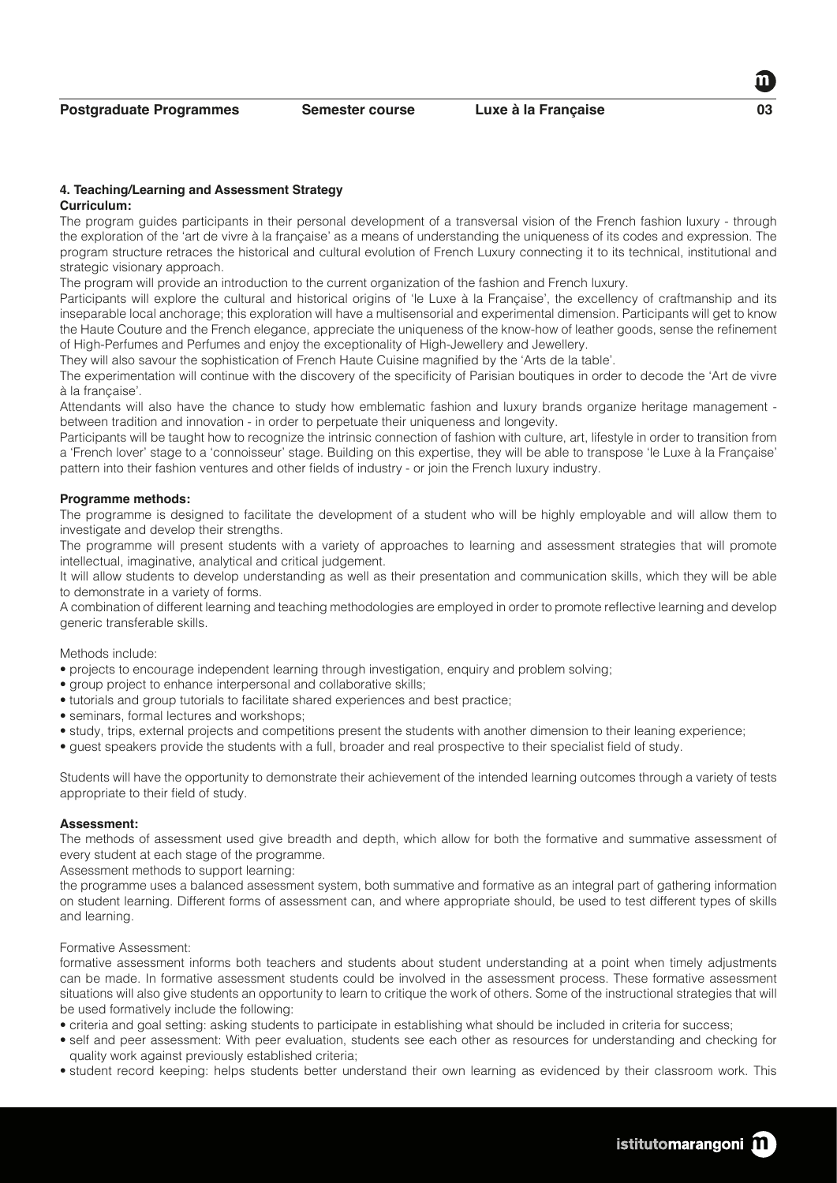**4. Teaching/Learning and Assessment Strategy**

**Curriculum:**

The program guides participants in their personal development of a transversal vision of the French fashion luxury - through the exploration of the 'art de vivre à la française' as a means of understanding the uniqueness of its codes and expression. The program structure retraces the historical and cultural evolution of French Luxury connecting it to its technical, institutional and strategic visionary approach.

The program will provide an introduction to the current organization of the fashion and French luxury.

Participants will explore the cultural and historical origins of 'le Luxe à la Française', the excellency of craftmanship and its inseparable local anchorage; this exploration will have a multisensorial and experimental dimension. Participants will get to know the Haute Couture and the French elegance, appreciate the uniqueness of the know-how of leather goods, sense the refinement of High-Perfumes and Perfumes and enjoy the exceptionality of High-Jewellery and Jewellery.

They will also savour the sophistication of French Haute Cuisine magnified by the 'Arts de la table'.

The experimentation will continue with the discovery of the specificity of Parisian boutiques in order to decode the 'Art de vivre à la française'.

Attendants will also have the chance to study how emblematic fashion and luxury brands organize heritage management - between tradition and innovation - in order to perpetuate their uniqueness and longevity.

Participants will be taught how to recognize the intrinsic connection of fashion with culture, art, lifestyle in order to transition from a 'French lover' stage to a 'connoisseur' stage. Building on this expertise, they will be able to transpose 'le Luxe à la Française' pattern into their fashion ventures and other fields of industry - or join the French luxury industry.

**Programme methods:**

The programme is designed to facilitate the development of a student who will be highly employable and will allow them to investigate and develop their strengths.

The programme will present students with a variety of approaches to learning and assessment strategies that will promote intellectual, imaginative, analytical and critical judgement.

It will allow students to develop understanding as well as their presentation and communication skills, which they will be able to demonstrate in a variety of forms.

A combination of different learning and teaching methodologies are employed in order to promote reflective learning and develop generic transferable skills.

Methods include:

- projects to encourage independent learning through investigation, enquiry and problem solving;
- group project to enhance interpersonal and collaborative skills;
- tutorials and group tutorials to facilitate shared experiences and best practice;
- seminars, formal lectures and workshops;
- study, trips, external projects and competitions present the students with another dimension to their leaning experience;
- guest speakers provide the students with a full, broader and real prospective to their specialist field of study.

Students will have the opportunity to demonstrate their achievement of the intended learning outcomes through a variety of tests appropriate to their field of study.

**Assessment:**

The methods of assessment used give breadth and depth, which allow for both the formative and summative assessment of every student at each stage of the programme.

Assessment methods to support learning:

the programme uses a balanced assessment system, both summative and formative as an integral part of gathering information on student learning. Different forms of assessment can, and where appropriate should, be used to test different types of skills and learning.

Formative Assessment:

formative assessment informs both teachers and students about student understanding at a point when timely adjustments can be made. In formative assessment students could be involved in the assessment process. These formative assessment situations will also give students an opportunity to learn to critique the work of others. Some of the instructional strategies that will be used formatively include the following:

- criteria and goal setting: asking students to participate in establishing what should be included in criteria for success;
- self and peer assessment: With peer evaluation, students see each other as resources for understanding and checking for quality work against previously established criteria;
- student record keeping: helps students better understand their own learning as evidenced by their classroom work. This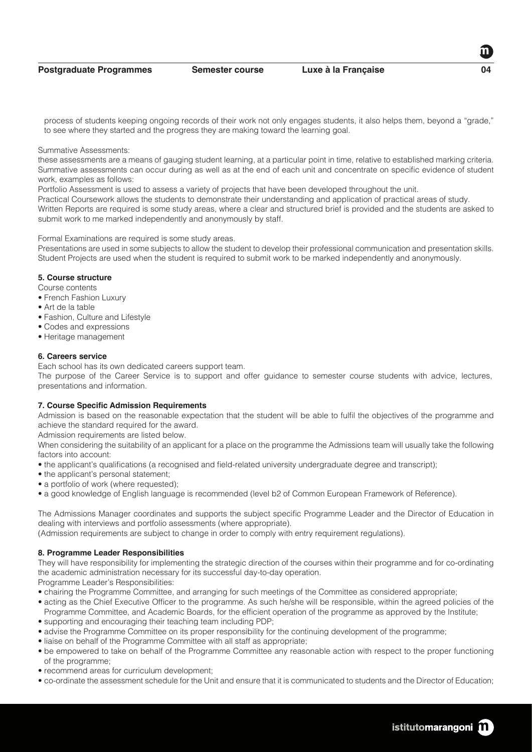process of students keeping ongoing records of their work not only engages students, it also helps them, beyond a "grade," to see where they started and the progress they are making toward the learning goal.

Summative Assessments:
these assessments are a means of gauging student learning, at a particular point in time, relative to established marking criteria. Summative assessments can occur during as well as at the end of each unit and concentrate on specific evidence of student work, examples as follows:
Portfolio Assessment is used to assess a variety of projects that have been developed throughout the unit.
Practical Coursework allows the students to demonstrate their understanding and application of practical areas of study.
Written Reports are required is some study areas, where a clear and structured brief is provided and the students are asked to submit work to me marked independently and anonymously by staff.

Formal Examinations are required is some study areas.
Presentations are used in some subjects to allow the student to develop their professional communication and presentation skills.
Student Projects are used when the student is required to submit work to be marked independently and anonymously.

**5. Course structure**

Course contents

- French Fashion Luxury
- Art de la table
- Fashion, Culture and Lifestyle
- Codes and expressions
- Heritage management

**6. Careers service**

Each school has its own dedicated careers support team.
The purpose of the Career Service is to support and offer guidance to semester course students with advice, lectures, presentations and information.

**7. Course Specific Admission Requirements**

Admission is based on the reasonable expectation that the student will be able to fulfil the objectives of the programme and achieve the standard required for the award.
Admission requirements are listed below.
When considering the suitability of an applicant for a place on the programme the Admissions team will usually take the following factors into account:

- the applicant's qualifications (a recognised and field-related university undergraduate degree and transcript);
- the applicant's personal statement;
- a portfolio of work (where requested);
- a good knowledge of English language is recommended (level b2 of Common European Framework of Reference).

The Admissions Manager coordinates and supports the subject specific Programme Leader and the Director of Education in dealing with interviews and portfolio assessments (where appropriate).
(Admission requirements are subject to change in order to comply with entry requirement regulations).

**8. Programme Leader Responsibilities**

They will have responsibility for implementing the strategic direction of the courses within their programme and for co-ordinating the academic administration necessary for its successful day-to-day operation.
Programme Leader's Responsibilities:

- chairing the Programme Committee, and arranging for such meetings of the Committee as considered appropriate;
- acting as the Chief Executive Officer to the programme. As such he/she will be responsible, within the agreed policies of the Programme Committee, and Academic Boards, for the efficient operation of the programme as approved by the Institute;
- supporting and encouraging their teaching team including PDP;
- advise the Programme Committee on its proper responsibility for the continuing development of the programme;
- liaise on behalf of the Programme Committee with all staff as appropriate;
- be empowered to take on behalf of the Programme Committee any reasonable action with respect to the proper functioning of the programme;
- recommend areas for curriculum development;
- co-ordinate the assessment schedule for the Unit and ensure that it is communicated to students and the Director of Education;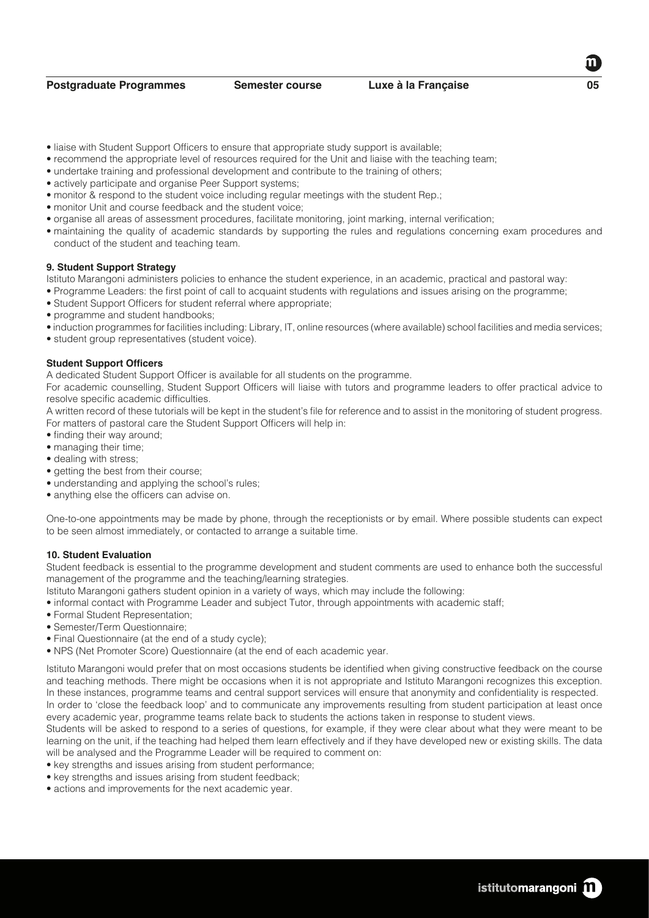- liaise with Student Support Officers to ensure that appropriate study support is available;
- recommend the appropriate level of resources required for the Unit and liaise with the teaching team;
- undertake training and professional development and contribute to the training of others;
- actively participate and organise Peer Support systems;
- monitor & respond to the student voice including regular meetings with the student Rep.;
- monitor Unit and course feedback and the student voice;
- organise all areas of assessment procedures, facilitate monitoring, joint marking, internal verification;
- maintaining the quality of academic standards by supporting the rules and regulations concerning exam procedures and conduct of the student and teaching team.

**9. Student Support Strategy**

Istituto Marangoni administers policies to enhance the student experience, in an academic, practical and pastoral way:

- Programme Leaders: the first point of call to acquaint students with regulations and issues arising on the programme;
- Student Support Officers for student referral where appropriate;
- programme and student handbooks;
- induction programmes for facilities including: Library, IT, online resources (where available) school facilities and media services;
- student group representatives (student voice).

**Student Support Officers**

A dedicated Student Support Officer is available for all students on the programme.

For academic counselling, Student Support Officers will liaise with tutors and programme leaders to offer practical advice to resolve specific academic difficulties.

A written record of these tutorials will be kept in the student's file for reference and to assist in the monitoring of student progress.

For matters of pastoral care the Student Support Officers will help in:

- finding their way around;
- managing their time;
- dealing with stress;
- getting the best from their course;
- understanding and applying the school's rules;
- anything else the officers can advise on.

One-to-one appointments may be made by phone, through the receptionists or by email. Where possible students can expect to be seen almost immediately, or contacted to arrange a suitable time.

**10. Student Evaluation**

Student feedback is essential to the programme development and student comments are used to enhance both the successful management of the programme and the teaching/learning strategies.

Istituto Marangoni gathers student opinion in a variety of ways, which may include the following:

- informal contact with Programme Leader and subject Tutor, through appointments with academic staff;
- Formal Student Representation;
- Semester/Term Questionnaire;
- Final Questionnaire (at the end of a study cycle);
- NPS (Net Promoter Score) Questionnaire (at the end of each academic year.

Istituto Marangoni would prefer that on most occasions students be identified when giving constructive feedback on the course and teaching methods. There might be occasions when it is not appropriate and Istituto Marangoni recognizes this exception. In these instances, programme teams and central support services will ensure that anonymity and confidentiality is respected.

In order to 'close the feedback loop' and to communicate any improvements resulting from student participation at least once every academic year, programme teams relate back to students the actions taken in response to student views.

Students will be asked to respond to a series of questions, for example, if they were clear about what they were meant to be learning on the unit, if the teaching had helped them learn effectively and if they have developed new or existing skills. The data will be analysed and the Programme Leader will be required to comment on:

- key strengths and issues arising from student performance;
- key strengths and issues arising from student feedback;
- actions and improvements for the next academic year.